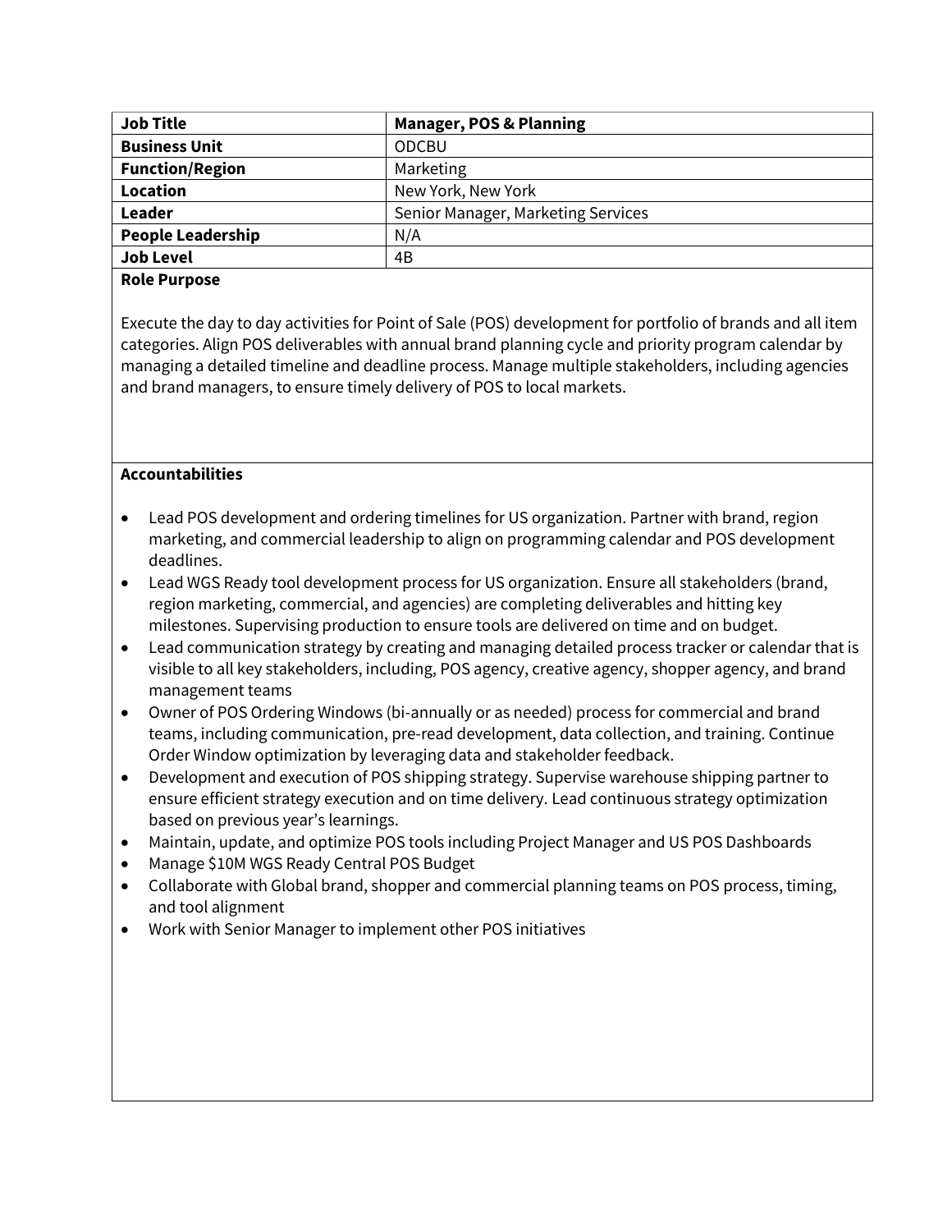| **Job Title** | **Manager, POS & Planning** |
|---|---|
| **Business Unit** | ODCBU |
| **Function/Region** | Marketing |
| **Location** | New York, New York |
| **Leader** | Senior Manager, Marketing Services |
| **People Leadership** | N/A |
| **Job Level** | 4B |

**Role Purpose**

Execute the day to day activities for Point of Sale (POS) development for portfolio of brands and all item categories. Align POS deliverables with annual brand planning cycle and priority program calendar by managing a detailed timeline and deadline process. Manage multiple stakeholders, including agencies and brand managers, to ensure timely delivery of POS to local markets.

**Accountabilities**

- Lead POS development and ordering timelines for US organization. Partner with brand, region marketing, and commercial leadership to align on programming calendar and POS development deadlines.
- Lead WGS Ready tool development process for US organization. Ensure all stakeholders (brand, region marketing, commercial, and agencies) are completing deliverables and hitting key milestones. Supervising production to ensure tools are delivered on time and on budget.
- Lead communication strategy by creating and managing detailed process tracker or calendar that is visible to all key stakeholders, including, POS agency, creative agency, shopper agency, and brand management teams
- Owner of POS Ordering Windows (bi-annually or as needed) process for commercial and brand teams, including communication, pre-read development, data collection, and training. Continue Order Window optimization by leveraging data and stakeholder feedback.
- Development and execution of POS shipping strategy. Supervise warehouse shipping partner to ensure efficient strategy execution and on time delivery. Lead continuous strategy optimization based on previous year's learnings.
- Maintain, update, and optimize POS tools including Project Manager and US POS Dashboards
- Manage $10M WGS Ready Central POS Budget
- Collaborate with Global brand, shopper and commercial planning teams on POS process, timing, and tool alignment
- Work with Senior Manager to implement other POS initiatives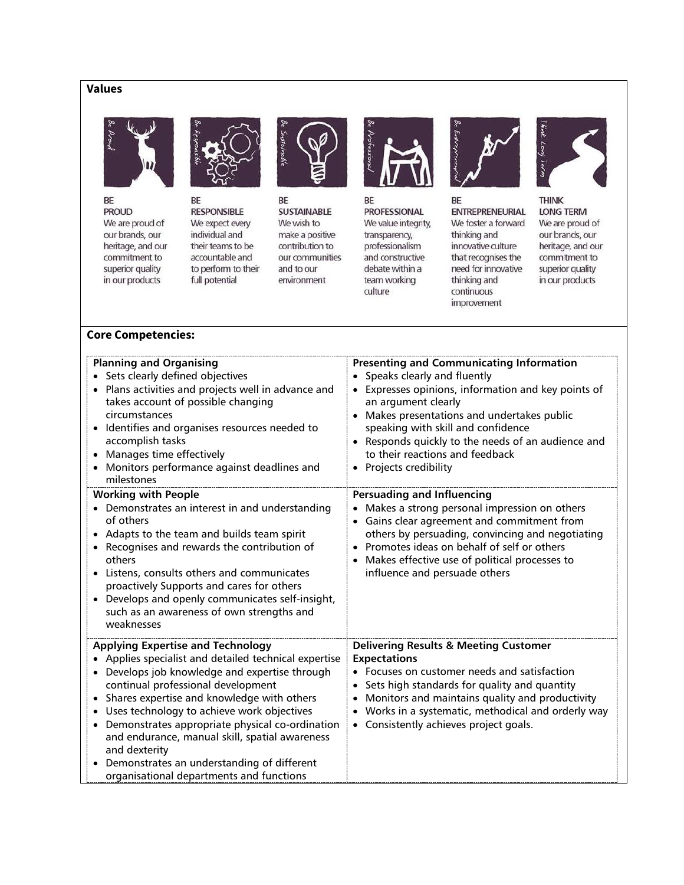**Values**

| BE PROUD | BE RESPONSIBLE | BE SUSTAINABLE | BE PROFESSIONAL | BE ENTREPRENEURIAL | THINK LONG TERM |
|---|---|---|---|---|---|
| We are proud of our brands, our heritage, and our commitment to superior quality in our products | We expect every individual and their teams to be accountable and to perform to their full potential | We wish to make a positive contribution to our communities and to our environment | We value integrity, transparency, professionalism and constructive debate within a team working culture | We foster a forward thinking and innovative culture that recognises the need for innovative thinking and continuous improvement | We are proud of our brands, our heritage, and our commitment to superior quality in our products |

**Core Competencies:**

**Planning and Organising**

- Sets clearly defined objectives
- Plans activities and projects well in advance and takes account of possible changing circumstances
- Identifies and organises resources needed to accomplish tasks
- Manages time effectively
- Monitors performance against deadlines and milestones

**Presenting and Communicating Information**

- Speaks clearly and fluently
- Expresses opinions, information and key points of an argument clearly
- Makes presentations and undertakes public speaking with skill and confidence
- Responds quickly to the needs of an audience and to their reactions and feedback
- Projects credibility

**Working with People**

- Demonstrates an interest in and understanding of others
- Adapts to the team and builds team spirit
- Recognises and rewards the contribution of others
- Listens, consults others and communicates proactively Supports and cares for others
- Develops and openly communicates self-insight, such as an awareness of own strengths and weaknesses

**Persuading and Influencing**

- Makes a strong personal impression on others
- Gains clear agreement and commitment from others by persuading, convincing and negotiating
- Promotes ideas on behalf of self or others
- Makes effective use of political processes to influence and persuade others

**Applying Expertise and Technology**

- Applies specialist and detailed technical expertise
- Develops job knowledge and expertise through continual professional development
- Shares expertise and knowledge with others
- Uses technology to achieve work objectives
- Demonstrates appropriate physical co-ordination and endurance, manual skill, spatial awareness and dexterity
- Demonstrates an understanding of different organisational departments and functions

**Delivering Results & Meeting Customer Expectations**

- Focuses on customer needs and satisfaction
- Sets high standards for quality and quantity
- Monitors and maintains quality and productivity
- Works in a systematic, methodical and orderly way
- Consistently achieves project goals.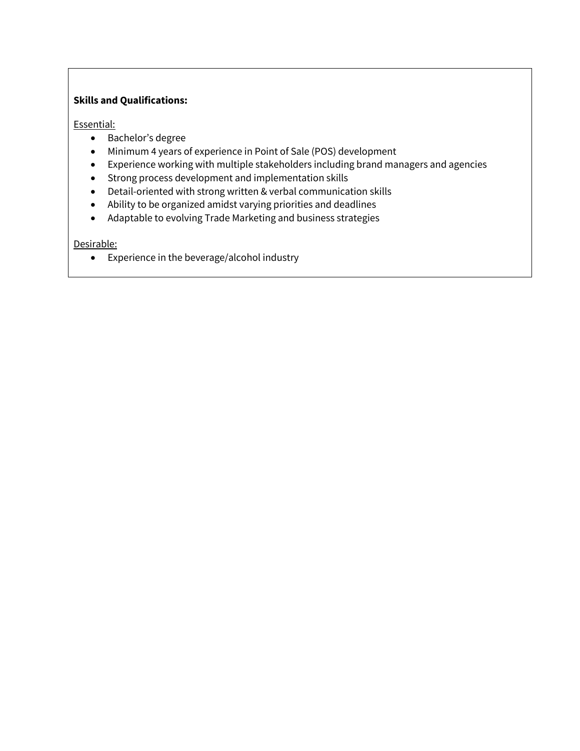**Skills and Qualifications:**

Essential:

- Bachelor's degree
- Minimum 4 years of experience in Point of Sale (POS) development
- Experience working with multiple stakeholders including brand managers and agencies
- Strong process development and implementation skills
- Detail-oriented with strong written & verbal communication skills
- Ability to be organized amidst varying priorities and deadlines
- Adaptable to evolving Trade Marketing and business strategies

Desirable:

- Experience in the beverage/alcohol industry